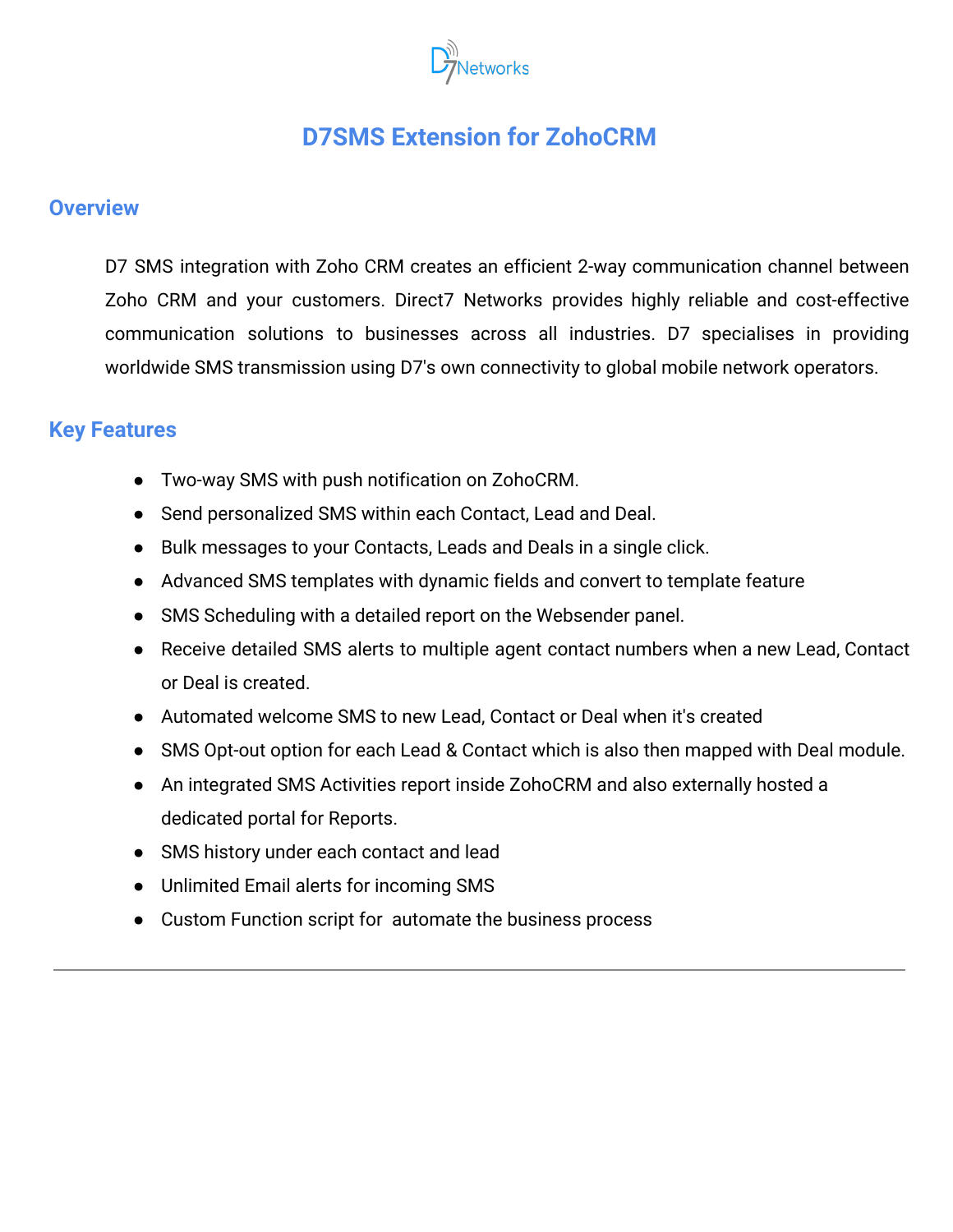# D7SMS Extension for ZohoCRM

## Overview

D7 SMS integration with Zoho CRM creates an efficient 2-way communication channel between Zoho CRM and your customers. Direct7 Networks provides highly reliable and cost-effective communication solutions to businesses across all industries. D7 specialises in providing worldwide SMS transmission using D7's own connectivity to global mobile network operators.

## Key Features

- Two-way SMS with push notification on ZohoCRM.
- Send personalized SMS within each Contact, Lead and Deal.
- Bulk messages to your Contacts, Leads and Deals in a single click.
- Advanced SMS templates with dynamic fields and convert to template feature
- SMS Scheduling with a detailed report on the Websender panel.
- Receive detailed SMS alerts to multiple agent contact numbers when a new Lead, Contact or Deal is created.
- Automated welcome SMS to new Lead, Contact or Deal when it's created
- SMS Opt-out option for each Lead & Contact which is also then mapped with Deal module.
- An integrated SMS Activities report inside ZohoCRM and also externally hosted a dedicated portal for Reports.
- SMS history under each contact and lead
- Unlimited Email alerts for incoming SMS
- Custom Function script for automate the business process

---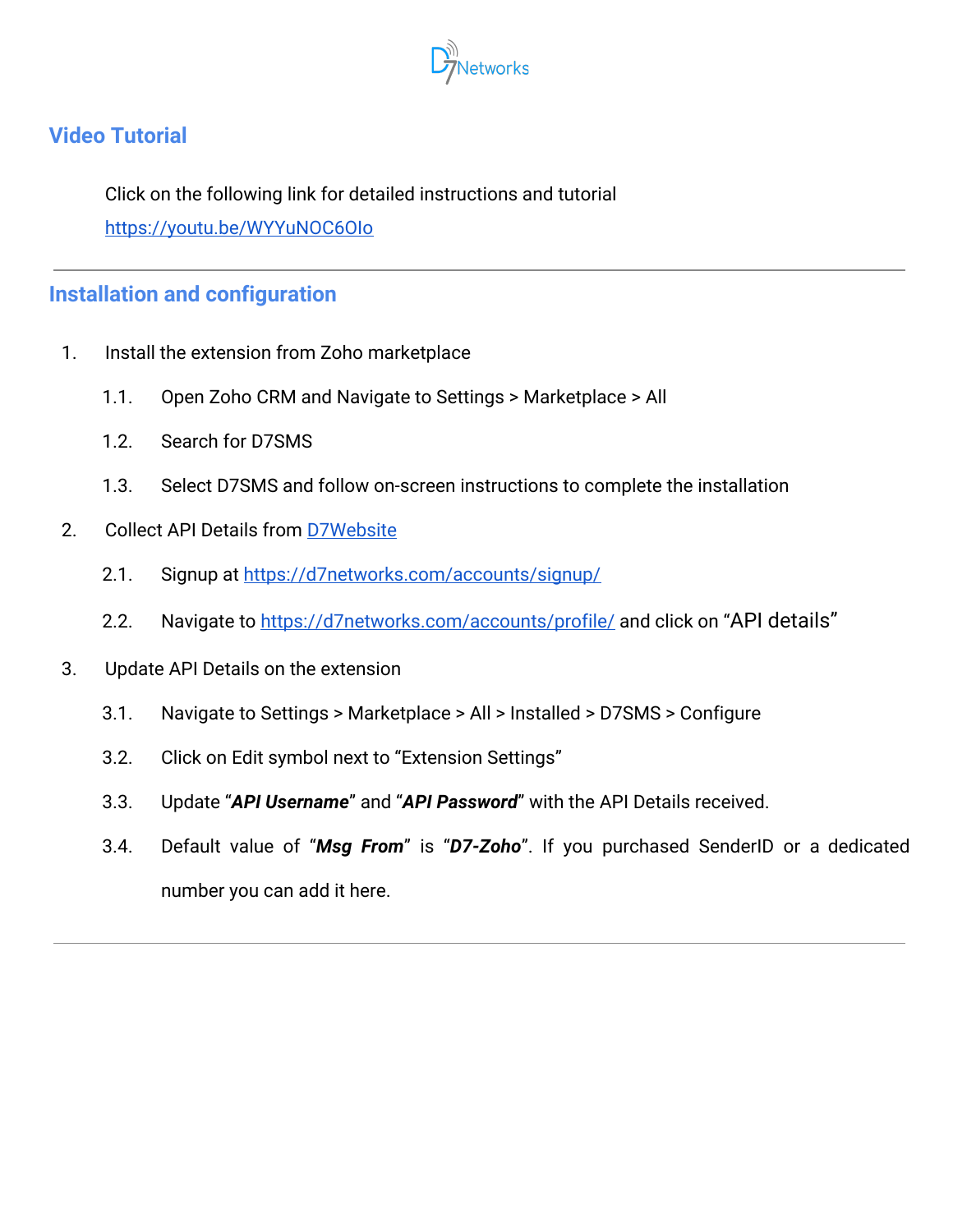## Video Tutorial

Click on the following link for detailed instructions and tutorial
[https://youtu.be/WYYuNOC6OIo](https://youtu.be/WYYuNOC6OIo)

---

## Installation and configuration

1. Install the extension from Zoho marketplace
   1.1. Open Zoho CRM and Navigate to Settings > Marketplace > All
   1.2. Search for D7SMS
   1.3. Select D7SMS and follow on-screen instructions to complete the installation
2. Collect API Details from [D7Website](https://d7networks.com)
   2.1. Signup at [https://d7networks.com/accounts/signup/](https://d7networks.com/accounts/signup/)
   2.2. Navigate to [https://d7networks.com/accounts/profile/](https://d7networks.com/accounts/profile/) and click on "API details"
3. Update API Details on the extension
   3.1. Navigate to Settings > Marketplace > All > Installed > D7SMS > Configure
   3.2. Click on Edit symbol next to "Extension Settings"
   3.3. Update "***API Username***" and "***API Password***" with the API Details received.
   3.4. Default value of "***Msg From***" is "***D7-Zoho***". If you purchased SenderID or a dedicated number you can add it here.

---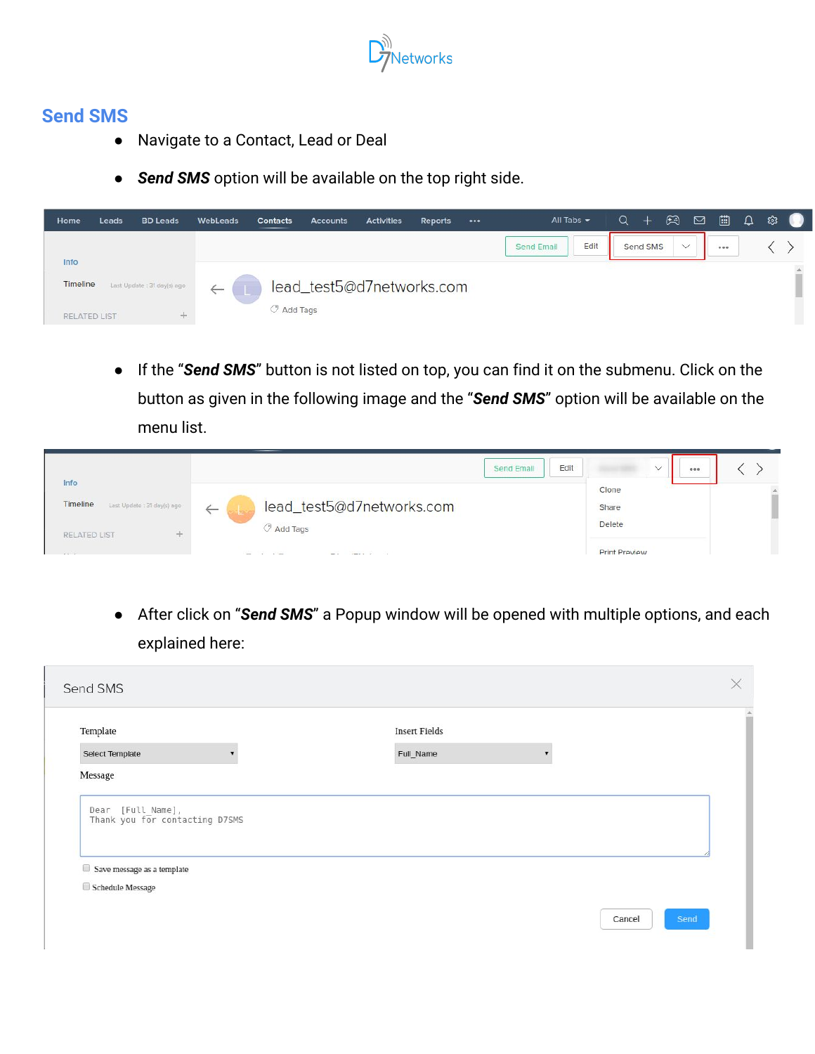## Send SMS

- Navigate to a Contact, Lead or Deal
- ***Send SMS*** option will be available on the top right side.

- If the "***Send SMS***" button is not listed on top, you can find it on the submenu. Click on the button as given in the following image and the "***Send SMS***" option will be available on the menu list.

- After click on "***Send SMS***" a Popup window will be opened with multiple options, and each explained here: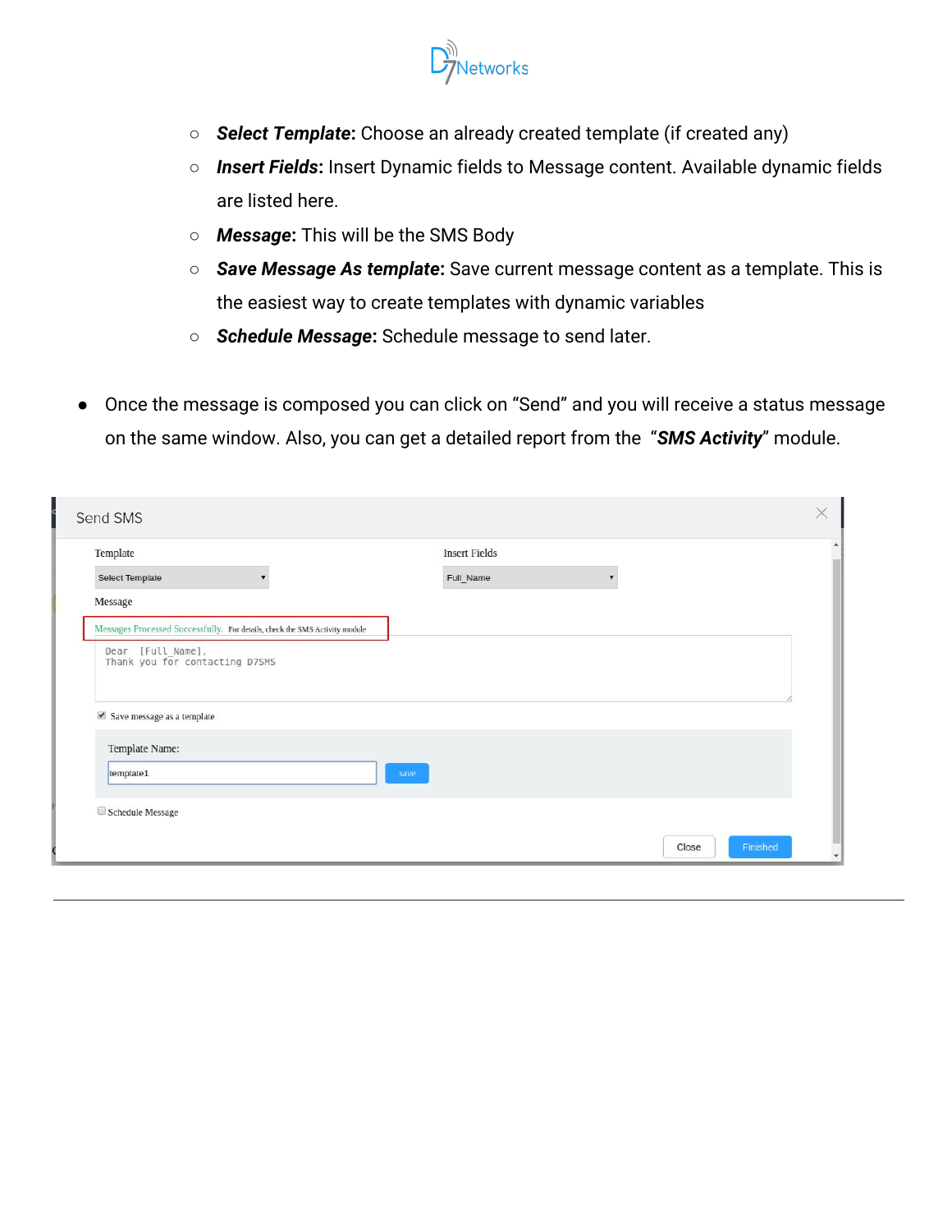- *Select Template*: Choose an already created template (if created any)
    - ***Insert Fields***: Insert Dynamic fields to Message content. Available dynamic fields are listed here.
    - ***Message***: This will be the SMS Body
    - ***Save Message As template***: Save current message content as a template. This is the easiest way to create templates with dynamic variables
    - ***Schedule Message***: Schedule message to send later.

- Once the message is composed you can click on "Send" and you will receive a status message on the same window. Also, you can get a detailed report from the "***SMS Activity***" module.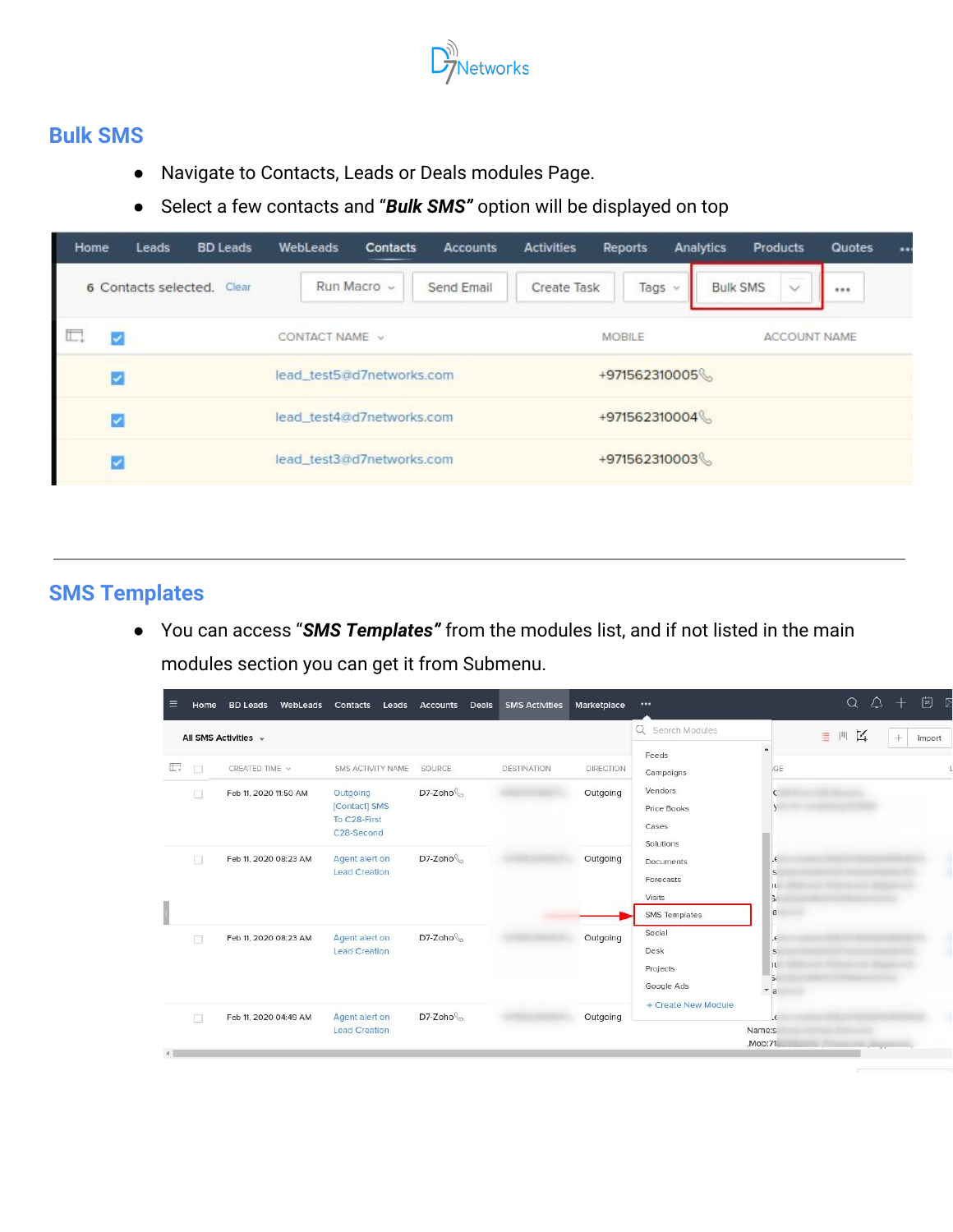## Bulk SMS

- Navigate to Contacts, Leads or Deals modules Page.
- Select a few contacts and "***Bulk SMS***" option will be displayed on top

---

## SMS Templates

- You can access "***SMS Templates***" from the modules list, and if not listed in the main modules section you can get it from Submenu.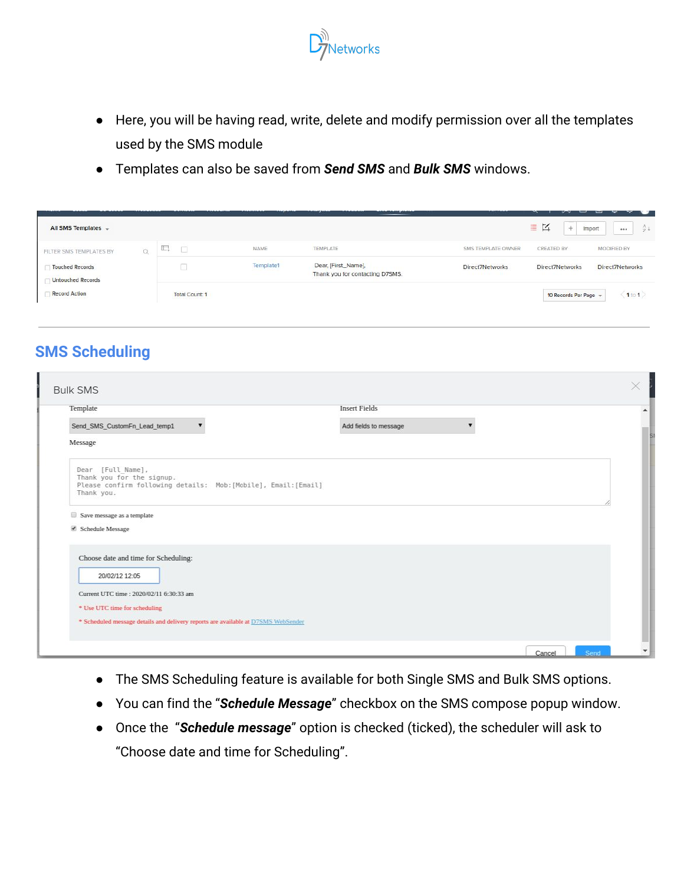- Here, you will be having read, write, delete and modify permission over all the templates used by the SMS module
- Templates can also be saved from ***Send SMS*** and ***Bulk SMS*** windows.

---

## SMS Scheduling

- The SMS Scheduling feature is available for both Single SMS and Bulk SMS options.
- You can find the "***Schedule Message***" checkbox on the SMS compose popup window.
- Once the "***Schedule message***" option is checked (ticked), the scheduler will ask to "Choose date and time for Scheduling".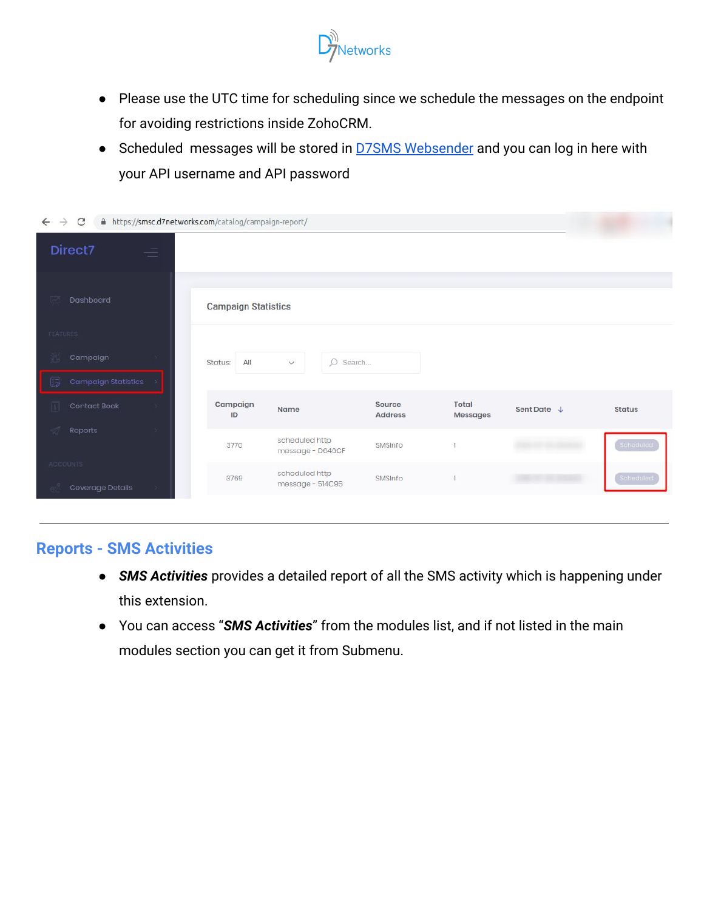- Please use the UTC time for scheduling since we schedule the messages on the endpoint for avoiding restrictions inside ZohoCRM.
- Scheduled messages will be stored in [D7SMS Websender]() and you can log in here with your API username and API password

## Reports - SMS Activities

- ***SMS Activities*** provides a detailed report of all the SMS activity which is happening under this extension.
- You can access "***SMS Activities***" from the modules list, and if not listed in the main modules section you can get it from Submenu.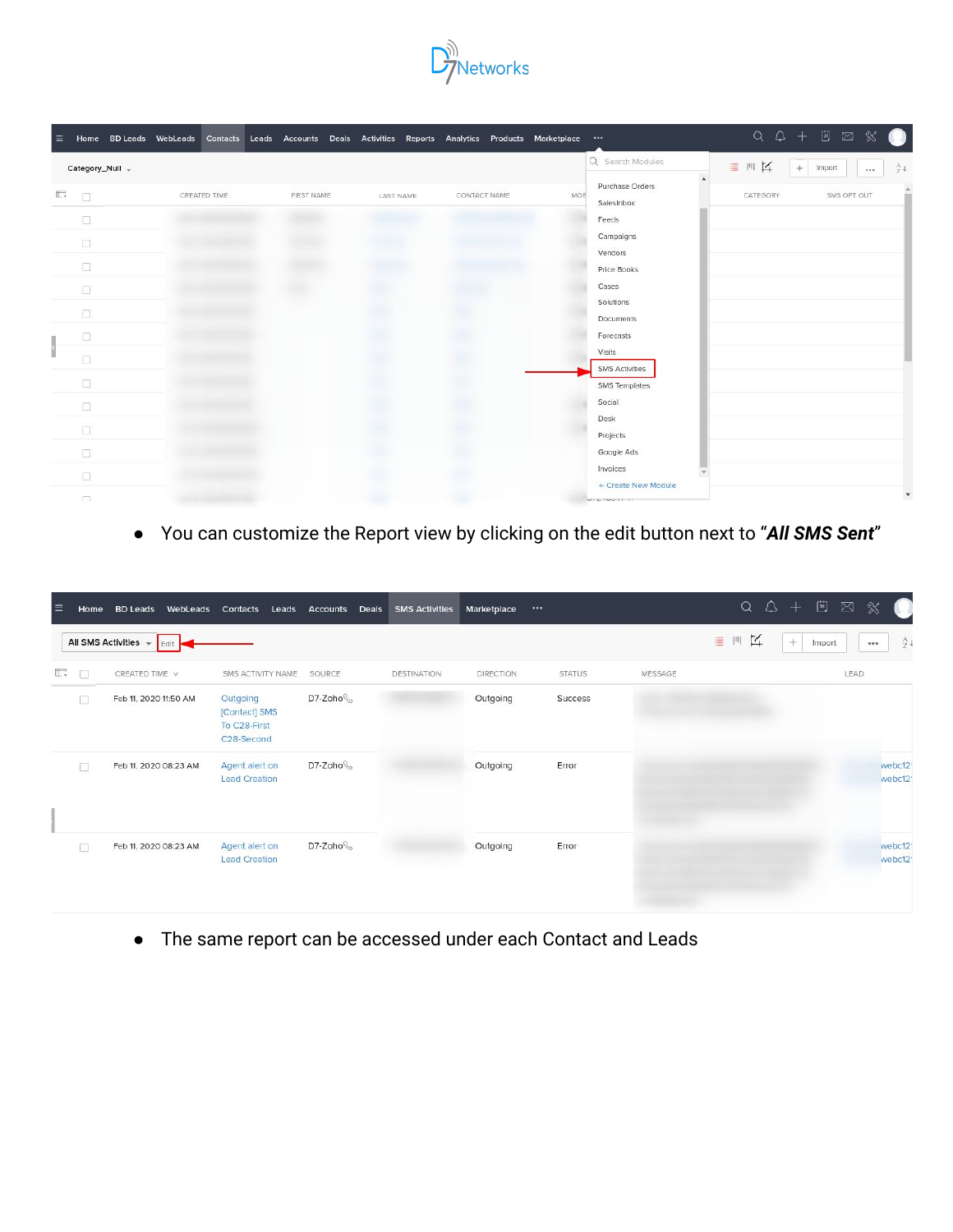- You can customize the Report view by clicking on the edit button next to "***All SMS Sent***"

- The same report can be accessed under each Contact and Leads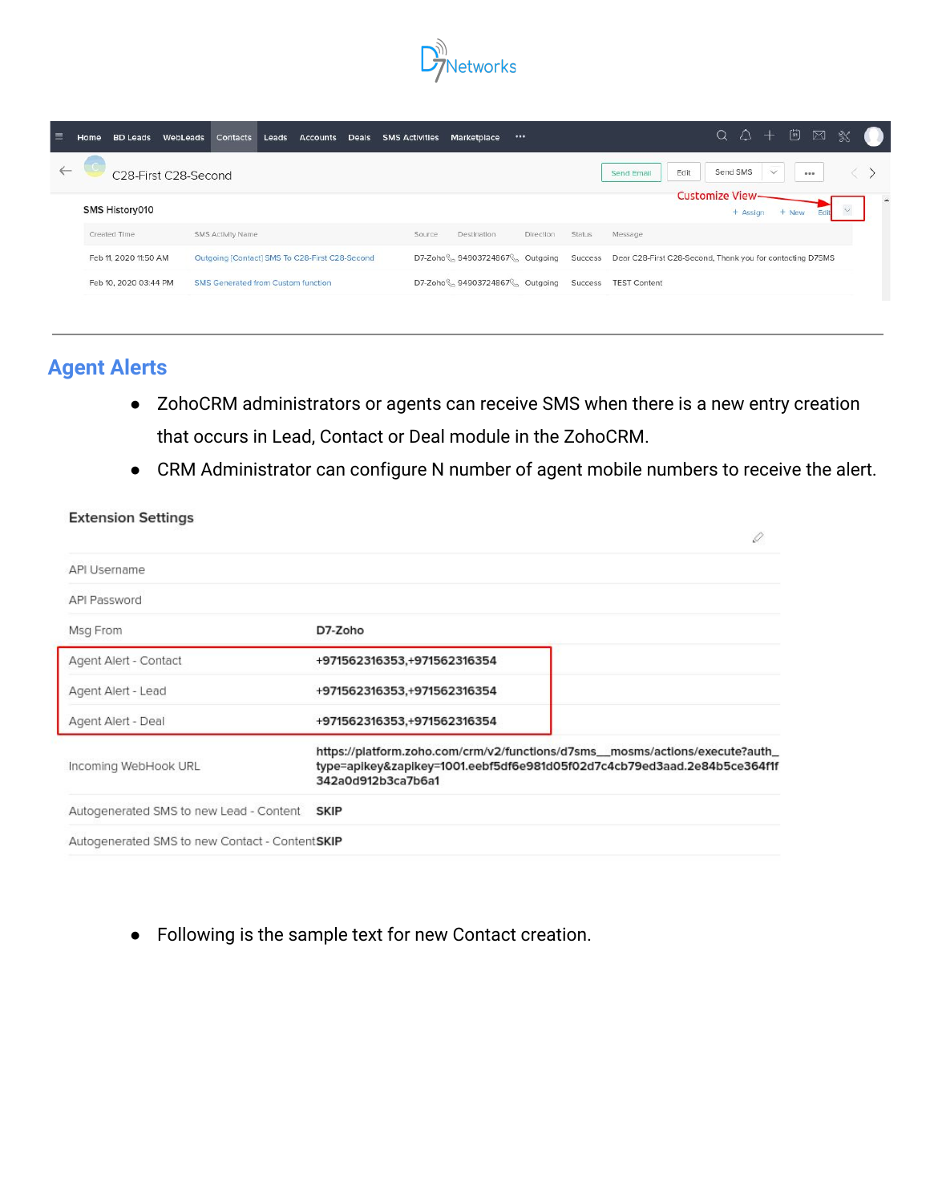## Agent Alerts

- ZohoCRM administrators or agents can receive SMS when there is a new entry creation that occurs in Lead, Contact or Deal module in the ZohoCRM.
- CRM Administrator can configure N number of agent mobile numbers to receive the alert.

**Extension Settings**

| | |
|---|---|
| API Username | |
| API Password | |
| Msg From | D7-Zoho |
| Agent Alert - Contact | +971562316353,+971562316354 |
| Agent Alert - Lead | +971562316353,+971562316354 |
| Agent Alert - Deal | +971562316353,+971562316354 |
| Incoming WebHook URL | https://platform.zoho.com/crm/v2/functions/d7sms__mosms/actions/execute?auth_type=apikey&zapikey=1001.eebf5df6e981d05f02d7c4cb79ed3aad.2e84b5ce364f1f342a0d912b3ca7b6a1 |
| Autogenerated SMS to new Lead - Content | SKIP |
| Autogenerated SMS to new Contact - Content | SKIP |

- Following is the sample text for new Contact creation.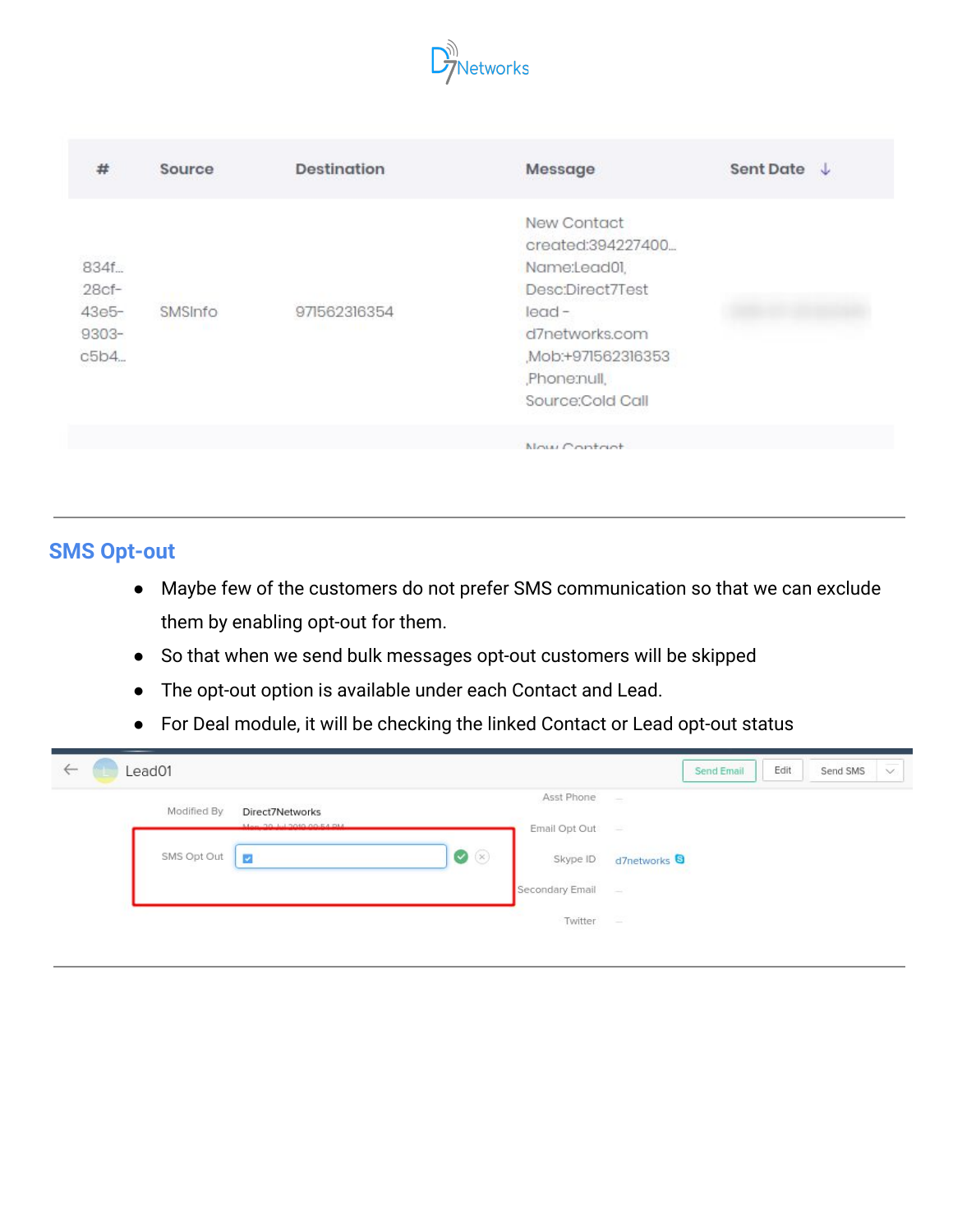| # | Source | Destination | Message | Sent Date ↓ |
|---|---|---|---|---|
| 834f... 28cf-43e5-9303-c5b4... | SMSInfo | 971562316354 | New Contact created:394227400... Name:Lead01, Desc:Direct7Test lead - d7networks.com ,Mob:+971562316353 ,Phone:null, Source:Cold Call | |

## SMS Opt-out

- Maybe few of the customers do not prefer SMS communication so that we can exclude them by enabling opt-out for them.
- So that when we send bulk messages opt-out customers will be skipped
- The opt-out option is available under each Contact and Lead.
- For Deal module, it will be checking the linked Contact or Lead opt-out status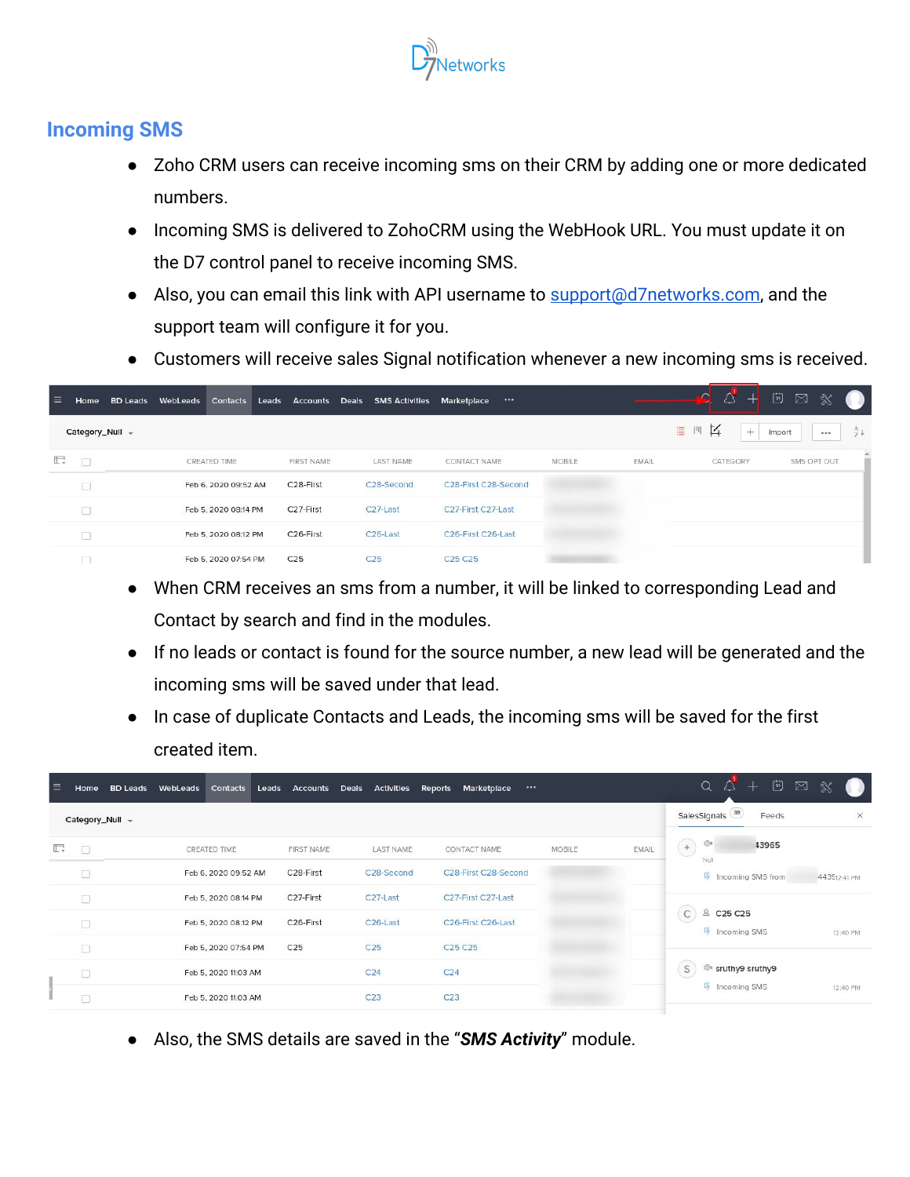## Incoming SMS

- Zoho CRM users can receive incoming sms on their CRM by adding one or more dedicated numbers.
- Incoming SMS is delivered to ZohoCRM using the WebHook URL. You must update it on the D7 control panel to receive incoming SMS.
- Also, you can email this link with API username to support@d7networks.com, and the support team will configure it for you.
- Customers will receive sales Signal notification whenever a new incoming sms is received.

- When CRM receives an sms from a number, it will be linked to corresponding Lead and Contact by search and find in the modules.
- If no leads or contact is found for the source number, a new lead will be generated and the incoming sms will be saved under that lead.
- In case of duplicate Contacts and Leads, the incoming sms will be saved for the first created item.

- Also, the SMS details are saved in the "***SMS Activity***" module.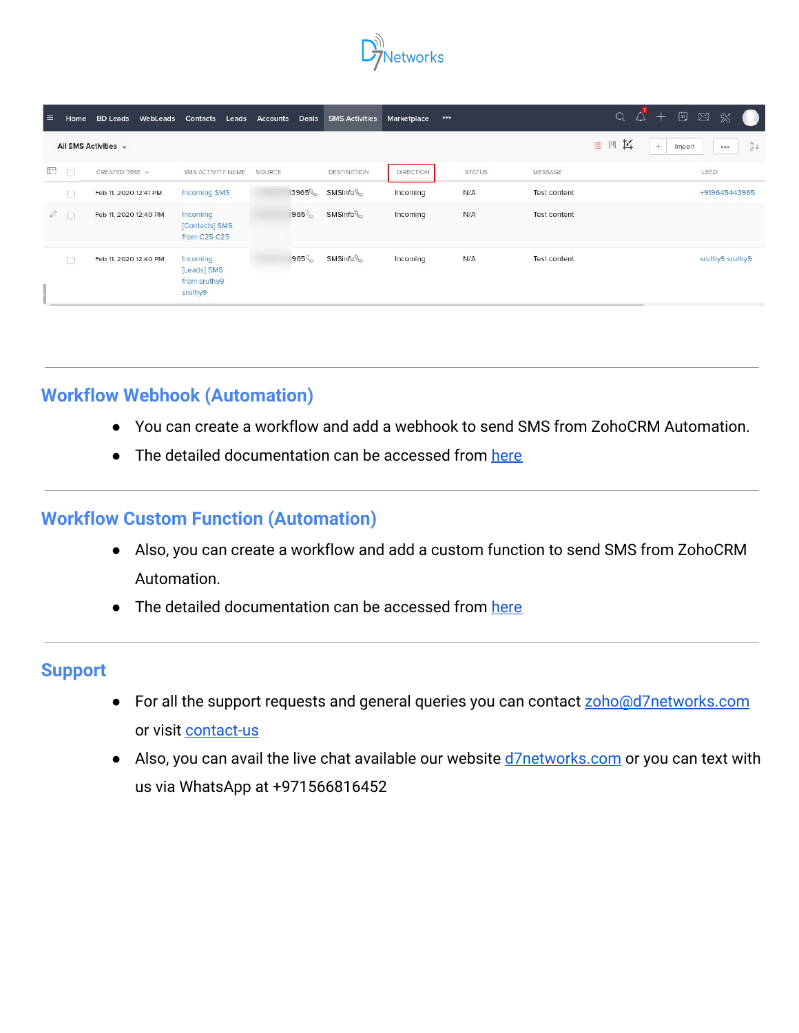## Workflow Webhook (Automation)

- You can create a workflow and add a webhook to send SMS from ZohoCRM Automation.
- The detailed documentation can be accessed from [here]

---

## Workflow Custom Function (Automation)

- Also, you can create a workflow and add a custom function to send SMS from ZohoCRM Automation.
- The detailed documentation can be accessed from [here]

---

## Support

- For all the support requests and general queries you can contact zoho@d7networks.com or visit contact-us
- Also, you can avail the live chat available our website d7networks.com or you can text with us via WhatsApp at +971566816452